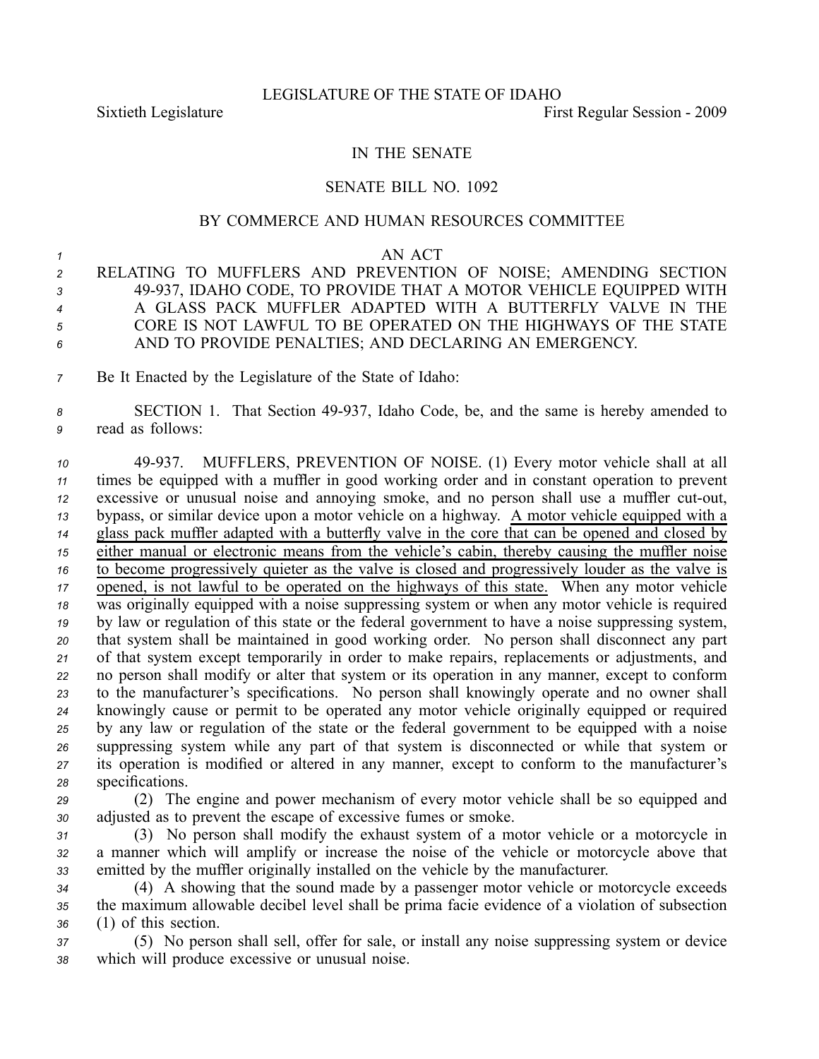LEGISLATURE OF THE STATE OF IDAHO

Sixtieth Legislature First Regular Session - 2009

IN THE SENATE

SENATE BILL NO. 1092

BY COMMERCE AND HUMAN RESOURCES COMMITTEE

AN ACT

RELATING TO MUFFLERS AND PREVENTION OF NOISE; AMENDING SECTION 49-937, IDAHO CODE, TO PROVIDE THAT A MOTOR VEHICLE EQUIPPED WITH A GLASS PACK MUFFLER ADAPTED WITH A BUTTERFLY VALVE IN THE CORE IS NOT LAWFUL TO BE OPERATED ON THE HIGHWAYS OF THE STATE AND TO PROVIDE PENALTIES; AND DECLARING AN EMERGENCY.

Be It Enacted by the Legislature of the State of Idaho:

SECTION 1. That Section 49-937, Idaho Code, be, and the same is hereby amended to read as follows:

49-937. MUFFLERS, PREVENTION OF NOISE. (1) Every motor vehicle shall at all times be equipped with a muffler in good working order and in constant operation to prevent excessive or unusual noise and annoying smoke, and no person shall use a muffler cut-out, bypass, or similar device upon a motor vehicle on a highway. <u>A motor vehicle equipped with a glass pack muffler adapted with a butterfly valve in the core that can be opened and closed by either manual or electronic means from the vehicle's cabin, thereby causing the muffler noise to become progressively quieter as the valve is closed and progressively louder as the valve is opened, is not lawful to be operated on the highways of this state.</u> When any motor vehicle was originally equipped with a noise suppressing system or when any motor vehicle is required by law or regulation of this state or the federal government to have a noise suppressing system, that system shall be maintained in good working order. No person shall disconnect any part of that system except temporarily in order to make repairs, replacements or adjustments, and no person shall modify or alter that system or its operation in any manner, except to conform to the manufacturer's specifications. No person shall knowingly operate and no owner shall knowingly cause or permit to be operated any motor vehicle originally equipped or required by any law or regulation of the state or the federal government to be equipped with a noise suppressing system while any part of that system is disconnected or while that system or its operation is modified or altered in any manner, except to conform to the manufacturer's specifications.

(2) The engine and power mechanism of every motor vehicle shall be so equipped and adjusted as to prevent the escape of excessive fumes or smoke.

(3) No person shall modify the exhaust system of a motor vehicle or a motorcycle in a manner which will amplify or increase the noise of the vehicle or motorcycle above that emitted by the muffler originally installed on the vehicle by the manufacturer.

(4) A showing that the sound made by a passenger motor vehicle or motorcycle exceeds the maximum allowable decibel level shall be prima facie evidence of a violation of subsection (1) of this section.

(5) No person shall sell, offer for sale, or install any noise suppressing system or device which will produce excessive or unusual noise.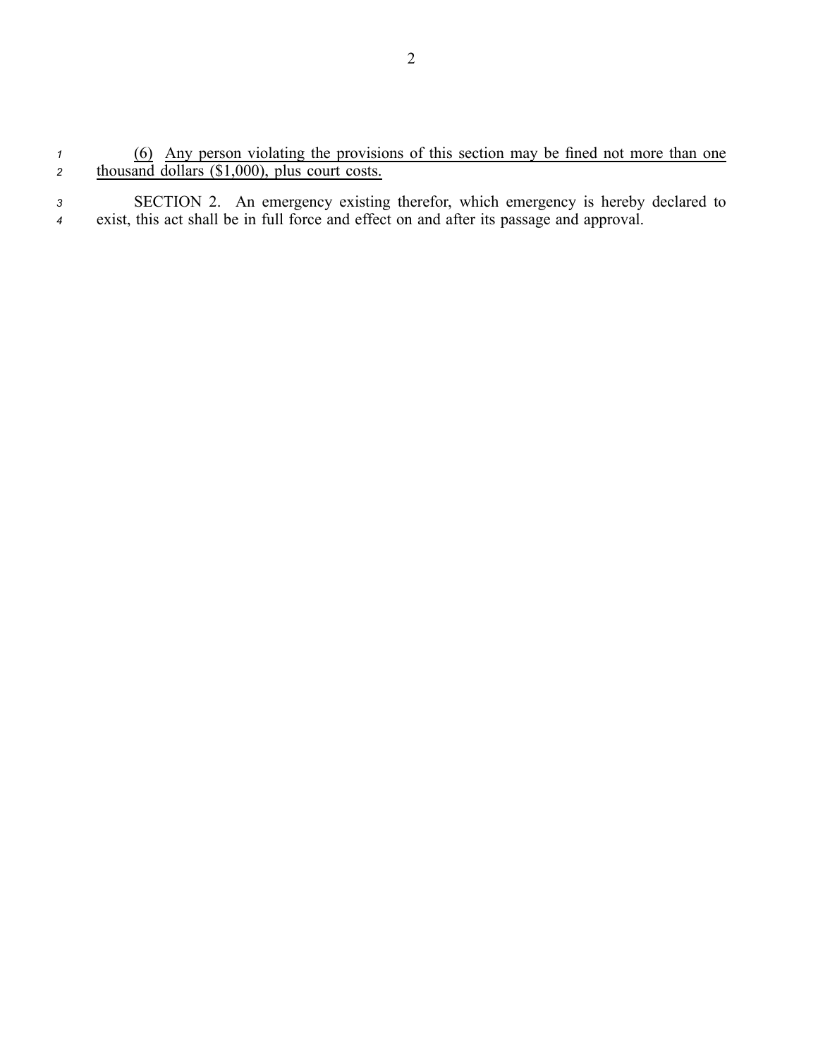(6) Any person violating the provisions of this section may be fined not more than one thousand dollars ($1,000), plus court costs.

SECTION 2. An emergency existing therefor, which emergency is hereby declared to exist, this act shall be in full force and effect on and after its passage and approval.